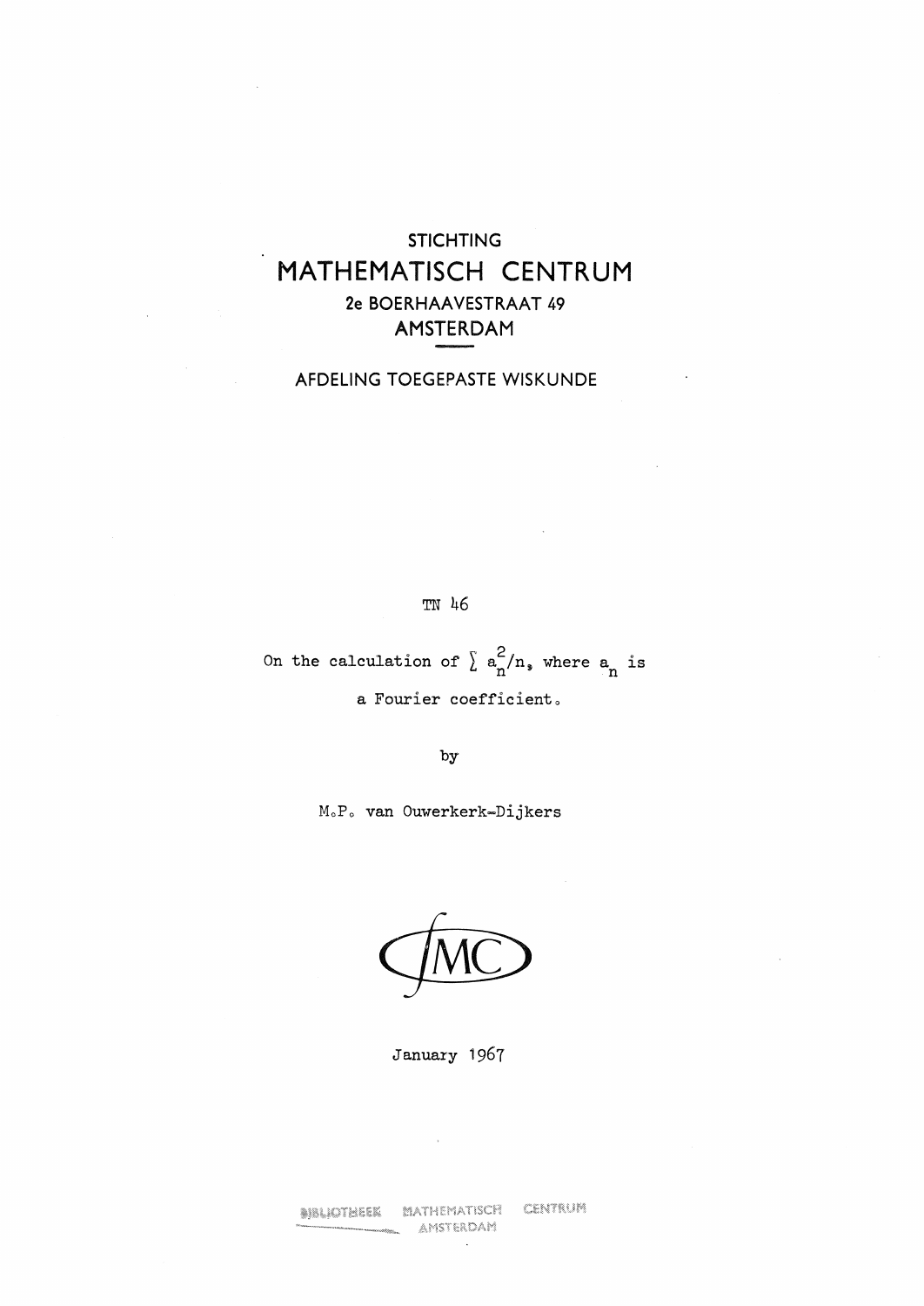STICHTING

# MATHEMATISCH CENTRUM

2e BOERHAAVESTRAAT 49

AMSTERDAM

AFDELING TOEGEPASTE WISKUNDE

TN 46

On the calculation of $\sum a_n^2/n$, where $a_n$ is a Fourier coefficient.

by

M.P. van Ouwerkerk-Dijkers

MC

January 1967

BIBLIOTHEEK MATHEMATISCH CENTRUM AMSTERDAM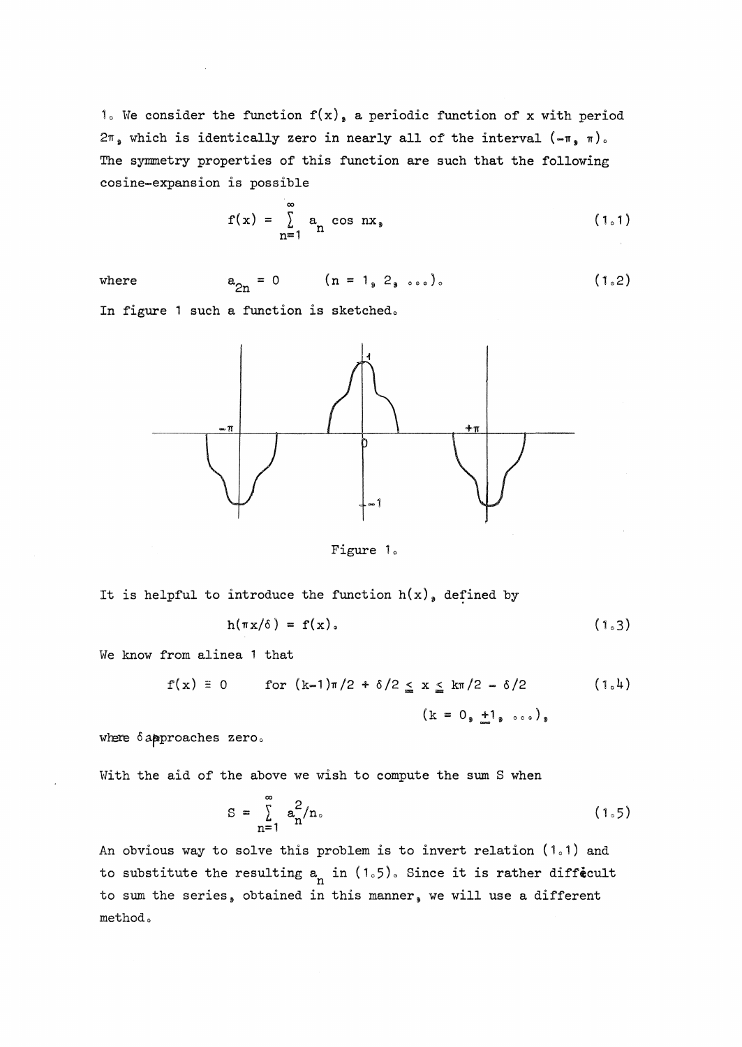1. We consider the function $f(x)$, a periodic function of x with period $2\pi$, which is identically zero in nearly all of the interval $(-\pi, \pi)$. The symmetry properties of this function are such that the following cosine-expansion is possible

$$f(x) = \sum_{n=1}^{\infty} a_n \cos nx, \tag{1.1}$$

where
$$a_{2n} = 0 \qquad (n = 1, 2, \ldots). \tag{1.2}$$

In figure 1 such a function is sketched.

Figure 1.

It is helpful to introduce the function $h(x)$, defined by

$$h(\pi x/\delta) = f(x). \tag{1.3}$$

We know from alinea 1 that

$$f(x) \equiv 0 \qquad \text{for } (k-1)\pi/2 + \delta/2 \leq x \leq k\pi/2 - \delta/2 \tag{1.4}$$

$$(k = 0, \pm 1, \ldots),$$

where $\delta$ approaches zero.

With the aid of the above we wish to compute the sum S when

$$S = \sum_{n=1}^{\infty} a_n^2/n. \tag{1.5}$$

An obvious way to solve this problem is to invert relation (1.1) and to substitute the resulting $a_n$ in (1.5). Since it is rather difficult to sum the series, obtained in this manner, we will use a different method.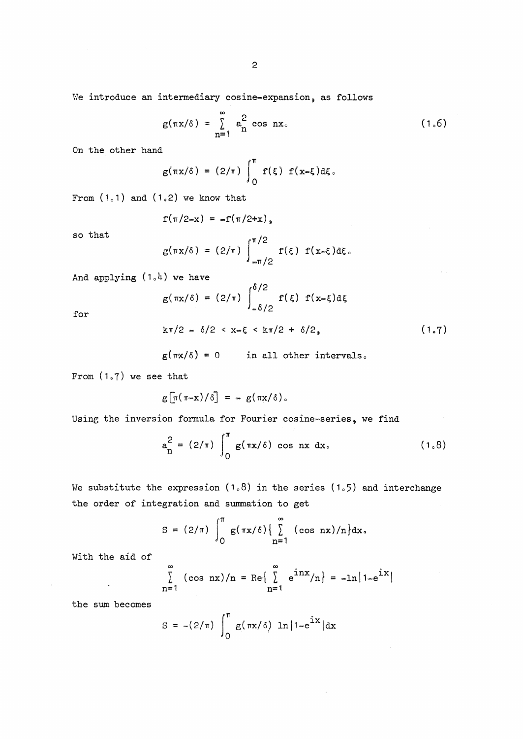We introduce an intermediary cosine-expansion, as follows

$$g(\pi x/\delta) = \sum_{n=1}^{\infty} a_n^2 \cos nx. \qquad (1.6)$$

On the other hand

$$g(\pi x/\delta) = (2/\pi) \int_0^{\pi} f(\xi)\, f(x-\xi) d\xi.$$

From (1.1) and (1.2) we know that

$$f(\pi/2-x) = -f(\pi/2+x),$$

so that

$$g(\pi x/\delta) = (2/\pi) \int_{-\pi/2}^{\pi/2} f(\xi)\, f(x-\xi) d\xi.$$

And applying (1.4) we have

$$g(\pi x/\delta) = (2/\pi) \int_{-\delta/2}^{\delta/2} f(\xi)\, f(x-\xi) d\xi$$

for

$$k\pi/2 - \delta/2 < x-\xi < k\pi/2 + \delta/2, \qquad (1.7)$$

$$g(\pi x/\delta) = 0 \qquad \text{in all other intervals.}$$

From (1.7) we see that

$$g[\pi(\pi-x)/\delta] = - g(\pi x/\delta).$$

Using the inversion formula for Fourier cosine-series, we find

$$a_n^2 = (2/\pi) \int_0^{\pi} g(\pi x/\delta) \cos nx\, dx. \qquad (1.8)$$

We substitute the expression (1.8) in the series (1.5) and interchange the order of integration and summation to get

$$S = (2/\pi) \int_0^{\pi} g(\pi x/\delta) \{ \sum_{n=1}^{\infty} (\cos nx)/n \} dx.$$

With the aid of

$$\sum_{n=1}^{\infty} (\cos nx)/n = \mathrm{Re}\{ \sum_{n=1}^{\infty} e^{inx}/n \} = -\ln|1-e^{ix}|$$

the sum becomes

$$S = -(2/\pi) \int_0^{\pi} g(\pi x/\delta) \ln|1-e^{ix}| dx$$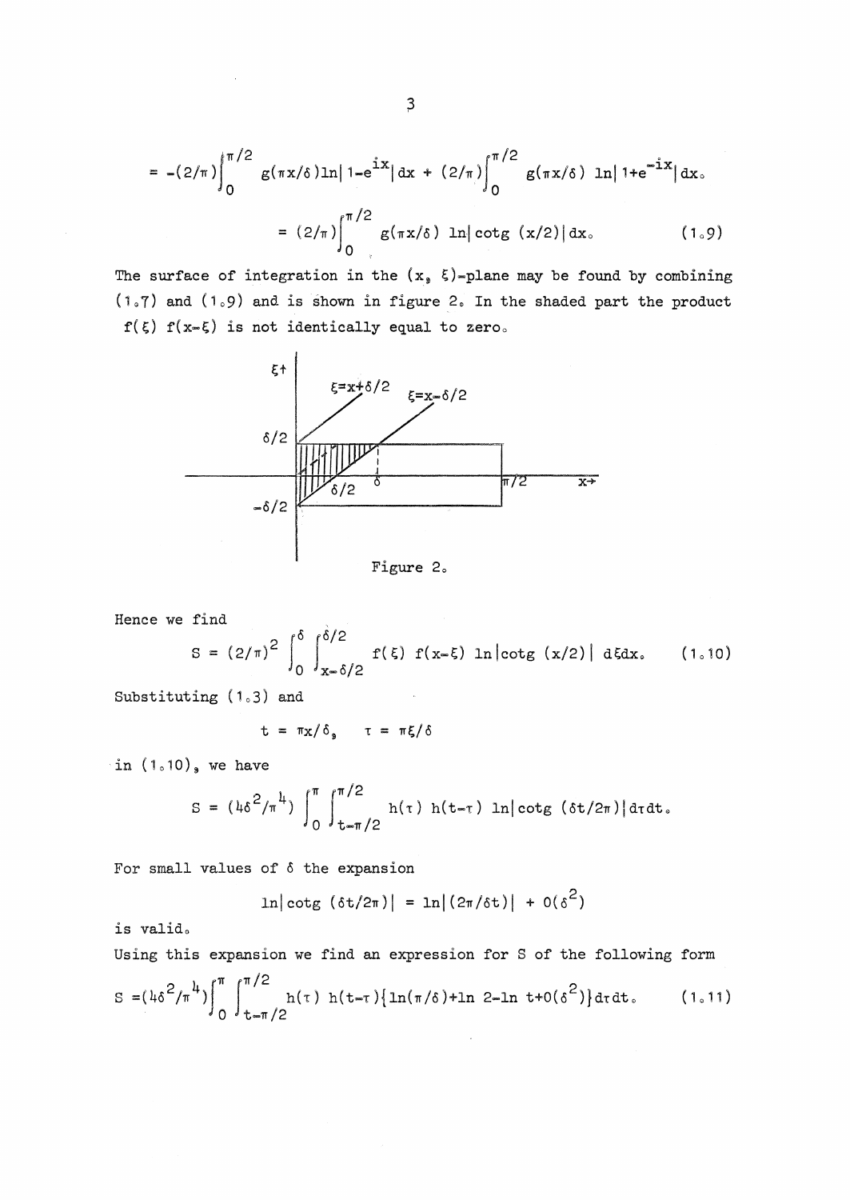$$= -(2/\pi)\int_0^{\pi/2} g(\pi x/\delta)\ln|1-e^{ix}|\,dx + (2/\pi)\int_0^{\pi/2} g(\pi x/\delta)\,\ln|1+e^{-ix}|\,dx.$$

$$= (2/\pi)\int_0^{\pi/2} g(\pi x/\delta)\,\ln|\text{cotg}\,(x/2)|\,dx. \qquad (1.9)$$

The surface of integration in the $(x, \xi)$-plane may be found by combining (1.7) and (1.9) and is shown in figure 2. In the shaded part the product $f(\xi)\,f(x-\xi)$ is not identically equal to zero.

Figure 2.

Hence we find

$$S = (2/\pi)^2 \int_0^{\delta}\int_{x-\delta/2}^{\delta/2} f(\xi)\,f(x-\xi)\,\ln|\text{cotg}\,(x/2)|\,d\xi dx. \qquad (1.10)$$

Substituting (1.3) and

$$t = \pi x/\delta, \quad \tau = \pi\xi/\delta$$

in (1.10), we have

$$S = (4\delta^2/\pi^4)\int_0^{\pi}\int_{t-\pi/2}^{\pi/2} h(\tau)\,h(t-\tau)\,\ln|\text{cotg}\,(\delta t/2\pi)|\,d\tau dt.$$

For small values of $\delta$ the expansion

$$\ln|\text{cotg}\,(\delta t/2\pi)| = \ln|(2\pi/\delta t)| + O(\delta^2)$$

is valid.

Using this expansion we find an expression for S of the following form

$$S = (4\delta^2/\pi^4)\int_0^{\pi}\int_{t-\pi/2}^{\pi/2} h(\tau)\,h(t-\tau)\{\ln(\pi/\delta)+\ln 2-\ln t+O(\delta^2)\}d\tau dt. \qquad (1.11)$$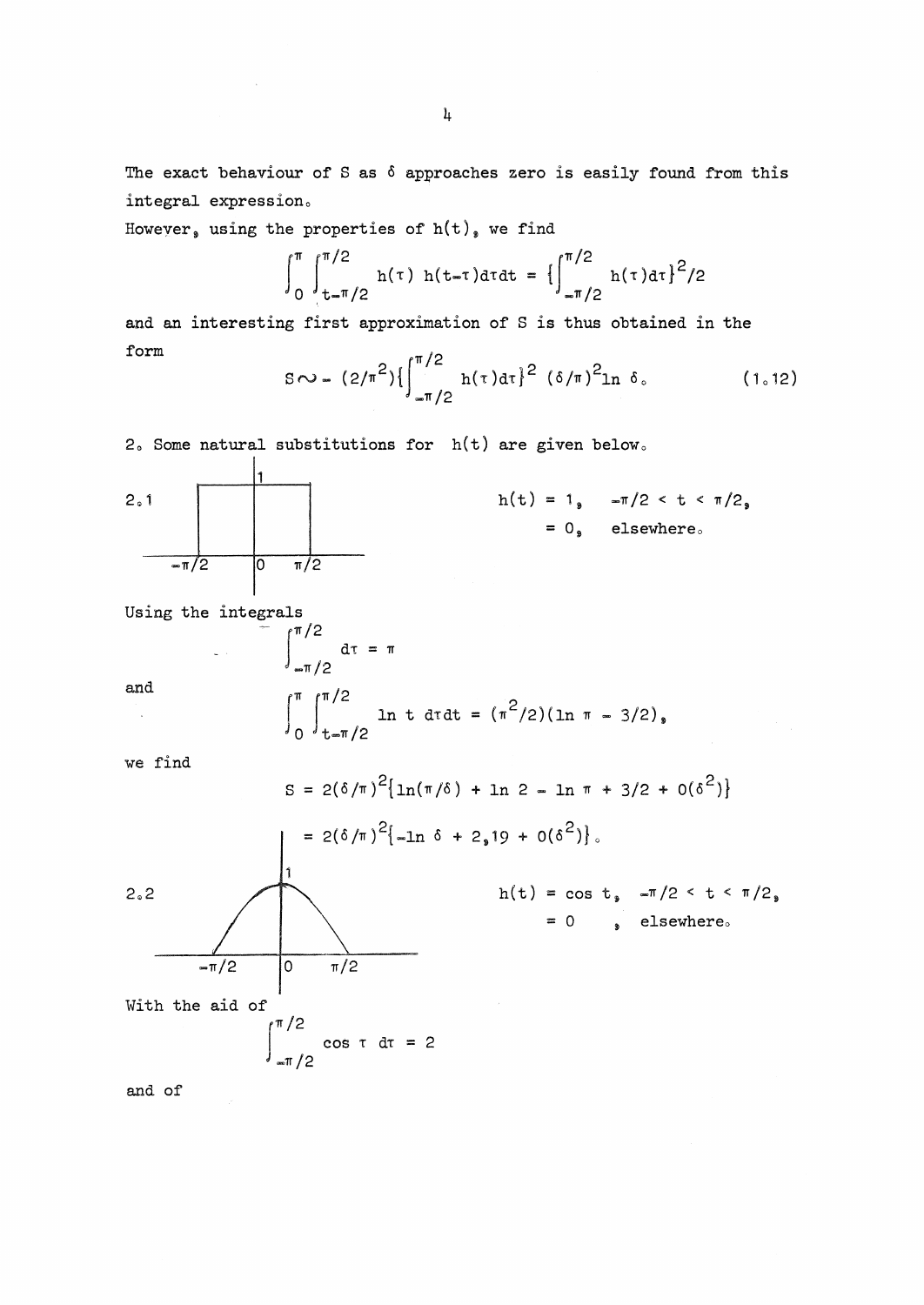The exact behaviour of S as $\delta$ approaches zero is easily found from this integral expression.

However, using the properties of $h(t)$, we find

$$\int_0^{\pi}\int_{t-\pi/2}^{\pi/2} h(\tau)\, h(t-\tau)d\tau dt = \{\int_{-\pi/2}^{\pi/2} h(\tau)d\tau\}^2/2$$

and an interesting first approximation of S is thus obtained in the form

$$S \sim - (2/\pi^2)\{\int_{-\pi/2}^{\pi/2} h(\tau)d\tau\}^2\, (\delta/\pi)^2 \ln \delta . \qquad (1.12)$$

2. Some natural substitutions for $h(t)$ are given below.

2.1

$$h(t) = 1, \quad -\pi/2 < t < \pi/2,$$
$$= 0, \quad \text{elsewhere.}$$

Using the integrals

$$\int_{-\pi/2}^{\pi/2} d\tau = \pi$$

and

$$\int_0^{\pi}\int_{t-\pi/2}^{\pi/2} \ln t \; d\tau dt = (\pi^2/2)(\ln \pi - 3/2),$$

we find

$$S = 2(\delta/\pi)^2\{\ln(\pi/\delta) + \ln 2 - \ln \pi + 3/2 + O(\delta^2)\}$$

$$= 2(\delta/\pi)^2\{-\ln \delta + 2{,}19 + O(\delta^2)\}.$$

2.2

$$h(t) = \cos t, \quad -\pi/2 < t < \pi/2,$$
$$= 0 \quad , \quad \text{elsewhere.}$$

With the aid of

$$\int_{-\pi/2}^{\pi/2} \cos \tau \; d\tau = 2$$

and of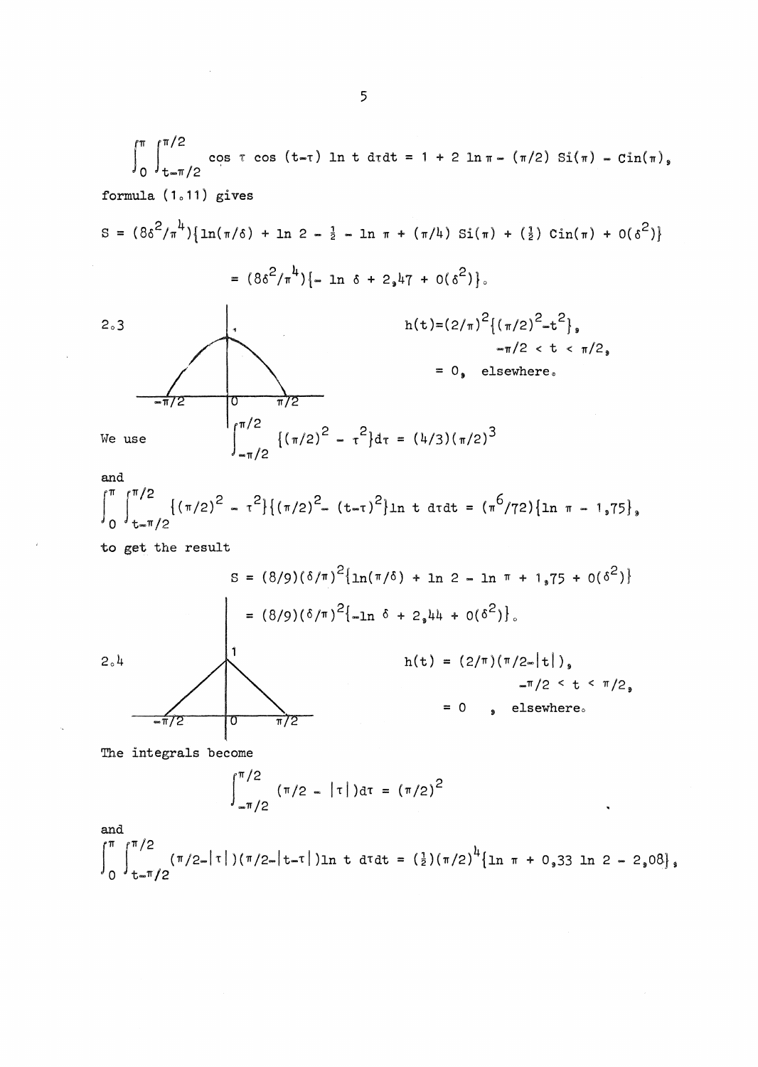$$\int_0^{\pi}\int_{t-\pi/2}^{\pi/2} \cos\tau \cos(t-\tau)\ln t\, d\tau dt = 1 + 2\ln\pi - (\pi/2)\,\mathrm{Si}(\pi) - \mathrm{Cin}(\pi),$$

formula (1.11) gives

$$S = (8\delta^2/\pi^4)\{\ln(\pi/\delta) + \ln 2 - \tfrac{1}{2} - \ln\pi + (\pi/4)\,\mathrm{Si}(\pi) + (\tfrac{1}{2})\,\mathrm{Cin}(\pi) + O(\delta^2)\}$$

$$= (8\delta^2/\pi^4)\{-\ln\delta + 2{,}47 + O(\delta^2)\}.$$

2.3

$$h(t) = (2/\pi)^2\{(\pi/2)^2 - t^2\}, \quad -\pi/2 < t < \pi/2,$$
$$= 0, \quad \text{elsewhere.}$$

We use
$$\int_{-\pi/2}^{\pi/2} \{(\pi/2)^2 - \tau^2\}d\tau = (4/3)(\pi/2)^3$$

and

$$\int_0^{\pi}\int_{t-\pi/2}^{\pi/2} \{(\pi/2)^2 - \tau^2\}\{(\pi/2)^2 - (t-\tau)^2\}\ln t\, d\tau dt = (\pi^6/72)\{\ln\pi - 1{,}75\},$$

to get the result

$$S = (8/9)(\delta/\pi)^2\{\ln(\pi/\delta) + \ln 2 - \ln\pi + 1{,}75 + O(\delta^2)\}$$

$$= (8/9)(\delta/\pi)^2\{-\ln\delta + 2{,}44 + O(\delta^2)\}.$$

2.4

$$h(t) = (2/\pi)(\pi/2 - |t|), \quad -\pi/2 < t < \pi/2,$$
$$= 0, \quad \text{elsewhere.}$$

The integrals become

$$\int_{-\pi/2}^{\pi/2} (\pi/2 - |\tau|)d\tau = (\pi/2)^2$$

and

$$\int_0^{\pi}\int_{t-\pi/2}^{\pi/2} (\pi/2 - |\tau|)(\pi/2 - |t-\tau|)\ln t\, d\tau dt = (\tfrac{1}{2})(\pi/2)^4\{\ln\pi + 0{,}33\ln 2 - 2{,}08\},$$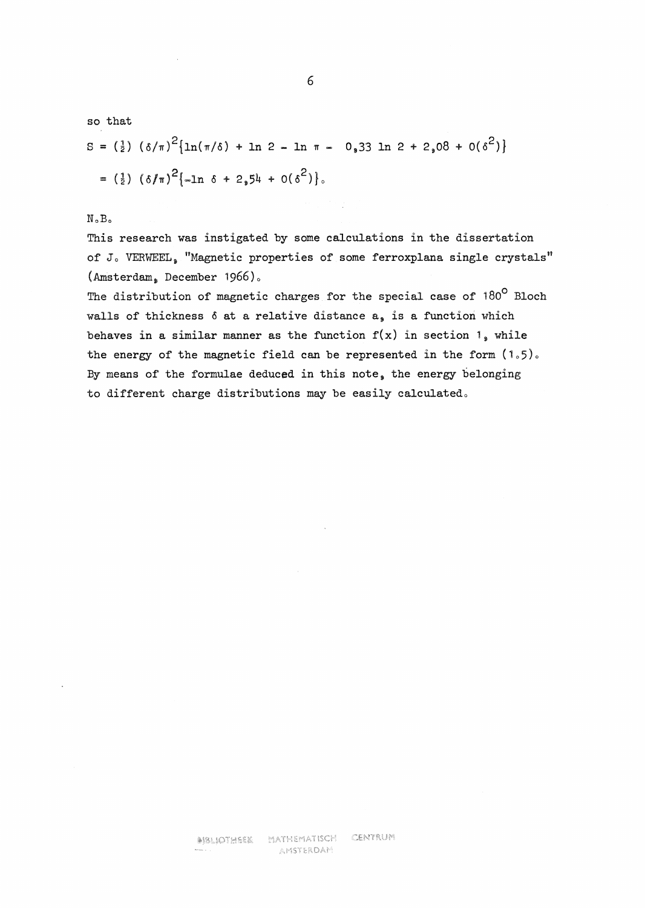so that

$$S = (\tfrac{1}{2})\ (\delta/\pi)^2\{\ln(\pi/\delta) + \ln 2 - \ln \pi - 0{,}33 \ln 2 + 2{,}08 + O(\delta^2)\}$$

$$= (\tfrac{1}{2})\ (\delta/\pi)^2\{-\ln \delta + 2{,}54 + O(\delta^2)\}.$$

N.B.

This research was instigated by some calculations in the dissertation of J. VERWEEL, "Magnetic properties of some ferroxplana single crystals" (Amsterdam, December 1966).

The distribution of magnetic charges for the special case of 180° Bloch walls of thickness $\delta$ at a relative distance a, is a function which behaves in a similar manner as the function $f(x)$ in section 1, while the energy of the magnetic field can be represented in the form (1.5). By means of the formulae deduced in this note, the energy belonging to different charge distributions may be easily calculated.

BIBLIOTHEEK MATHEMATISCH CENTRUM AMSTERDAM